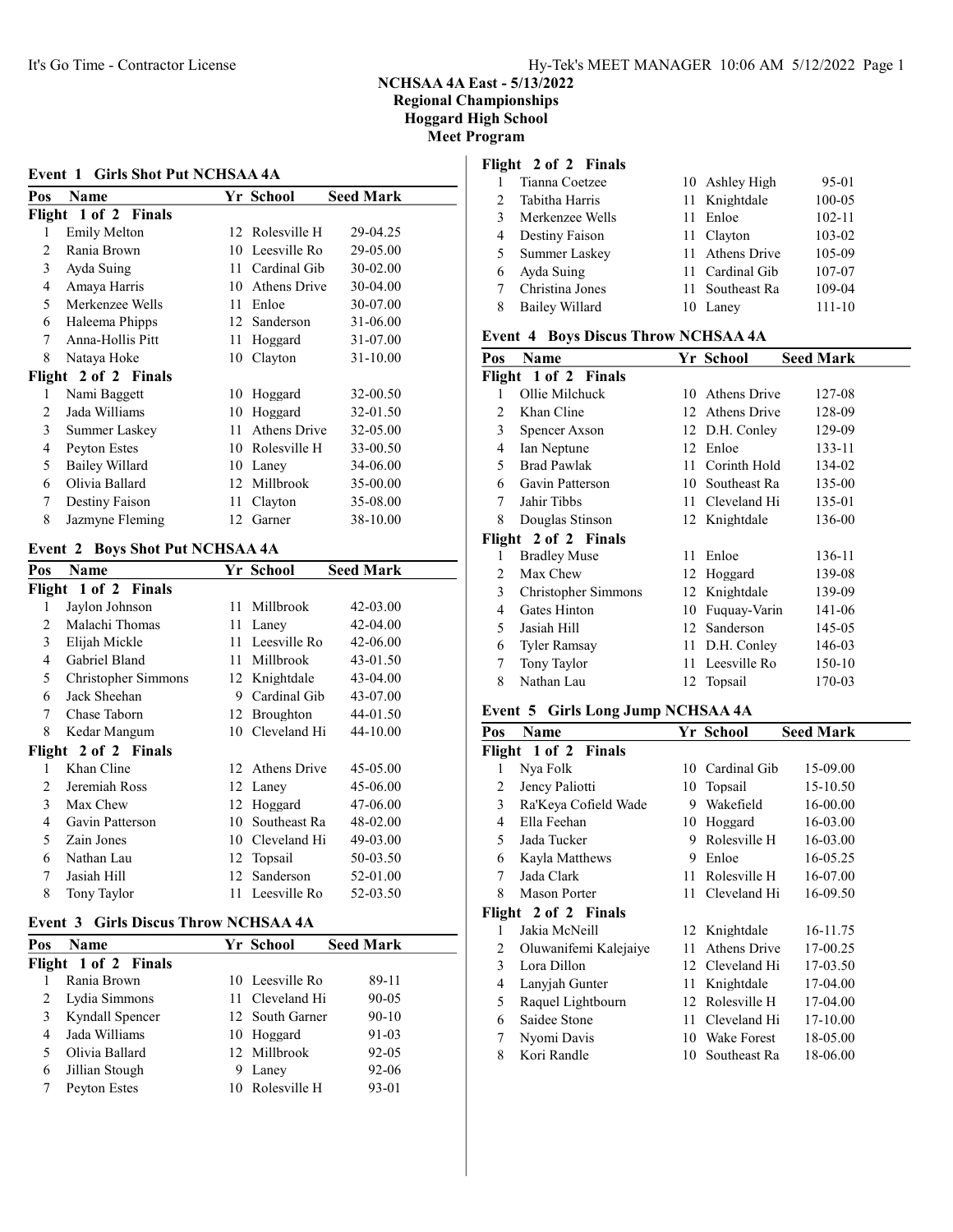It's Go Time - Contractor License

Hy-Tek's MEET MANAGER 10:06 AM 5/12/2022

**NCHSAA 4A East - 5/13/2022**
**Regional Championships**
**Hoggard High School**
**Meet Program**

### Event 1 Girls Shot Put NCHSAA 4A

| Pos | Name | Yr | School | Seed Mark |
|---|---|---|---|---|
| **Flight 1 of 2 Finals** | | | | |
| 1 | Emily Melton | 12 | Rolesville H | 29-04.25 |
| 2 | Rania Brown | 10 | Leesville Ro | 29-05.00 |
| 3 | Ayda Suing | 11 | Cardinal Gib | 30-02.00 |
| 4 | Amaya Harris | 10 | Athens Drive | 30-04.00 |
| 5 | Merkenzee Wells | 11 | Enloe | 30-07.00 |
| 6 | Haleema Phipps | 12 | Sanderson | 31-06.00 |
| 7 | Anna-Hollis Pitt | 11 | Hoggard | 31-07.00 |
| 8 | Nataya Hoke | 10 | Clayton | 31-10.00 |
| **Flight 2 of 2 Finals** | | | | |
| 1 | Nami Baggett | 10 | Hoggard | 32-00.50 |
| 2 | Jada Williams | 10 | Hoggard | 32-01.50 |
| 3 | Summer Laskey | 11 | Athens Drive | 32-05.00 |
| 4 | Peyton Estes | 10 | Rolesville H | 33-00.50 |
| 5 | Bailey Willard | 10 | Laney | 34-06.00 |
| 6 | Olivia Ballard | 12 | Millbrook | 35-00.00 |
| 7 | Destiny Faison | 11 | Clayton | 35-08.00 |
| 8 | Jazmyne Fleming | 12 | Garner | 38-10.00 |

### Event 2 Boys Shot Put NCHSAA 4A

| Pos | Name | Yr | School | Seed Mark |
|---|---|---|---|---|
| **Flight 1 of 2 Finals** | | | | |
| 1 | Jaylon Johnson | 11 | Millbrook | 42-03.00 |
| 2 | Malachi Thomas | 11 | Laney | 42-04.00 |
| 3 | Elijah Mickle | 11 | Leesville Ro | 42-06.00 |
| 4 | Gabriel Bland | 11 | Millbrook | 43-01.50 |
| 5 | Christopher Simmons | 12 | Knightdale | 43-04.00 |
| 6 | Jack Sheehan | 9 | Cardinal Gib | 43-07.00 |
| 7 | Chase Taborn | 12 | Broughton | 44-01.50 |
| 8 | Kedar Mangum | 10 | Cleveland Hi | 44-10.00 |
| **Flight 2 of 2 Finals** | | | | |
| 1 | Khan Cline | 12 | Athens Drive | 45-05.00 |
| 2 | Jeremiah Ross | 12 | Laney | 45-06.00 |
| 3 | Max Chew | 12 | Hoggard | 47-06.00 |
| 4 | Gavin Patterson | 10 | Southeast Ra | 48-02.00 |
| 5 | Zain Jones | 10 | Cleveland Hi | 49-03.00 |
| 6 | Nathan Lau | 12 | Topsail | 50-03.50 |
| 7 | Jasiah Hill | 12 | Sanderson | 52-01.00 |
| 8 | Tony Taylor | 11 | Leesville Ro | 52-03.50 |

### Event 3 Girls Discus Throw NCHSAA 4A

| Pos | Name | Yr | School | Seed Mark |
|---|---|---|---|---|
| **Flight 1 of 2 Finals** | | | | |
| 1 | Rania Brown | 10 | Leesville Ro | 89-11 |
| 2 | Lydia Simmons | 11 | Cleveland Hi | 90-05 |
| 3 | Kyndall Spencer | 12 | South Garner | 90-10 |
| 4 | Jada Williams | 10 | Hoggard | 91-03 |
| 5 | Olivia Ballard | 12 | Millbrook | 92-05 |
| 6 | Jillian Stough | 9 | Laney | 92-06 |
| 7 | Peyton Estes | 10 | Rolesville H | 93-01 |
| **Flight 2 of 2 Finals** | | | | |
| 1 | Tianna Coetzee | 10 | Ashley High | 95-01 |
| 2 | Tabitha Harris | 11 | Knightdale | 100-05 |
| 3 | Merkenzee Wells | 11 | Enloe | 102-11 |
| 4 | Destiny Faison | 11 | Clayton | 103-02 |
| 5 | Summer Laskey | 11 | Athens Drive | 105-09 |
| 6 | Ayda Suing | 11 | Cardinal Gib | 107-07 |
| 7 | Christina Jones | 11 | Southeast Ra | 109-04 |
| 8 | Bailey Willard | 10 | Laney | 111-10 |

### Event 4 Boys Discus Throw NCHSAA 4A

| Pos | Name | Yr | School | Seed Mark |
|---|---|---|---|---|
| **Flight 1 of 2 Finals** | | | | |
| 1 | Ollie Milchuck | 10 | Athens Drive | 127-08 |
| 2 | Khan Cline | 12 | Athens Drive | 128-09 |
| 3 | Spencer Axson | 12 | D.H. Conley | 129-09 |
| 4 | Ian Neptune | 12 | Enloe | 133-11 |
| 5 | Brad Pawlak | 11 | Corinth Hold | 134-02 |
| 6 | Gavin Patterson | 10 | Southeast Ra | 135-00 |
| 7 | Jahir Tibbs | 11 | Cleveland Hi | 135-01 |
| 8 | Douglas Stinson | 12 | Knightdale | 136-00 |
| **Flight 2 of 2 Finals** | | | | |
| 1 | Bradley Muse | 11 | Enloe | 136-11 |
| 2 | Max Chew | 12 | Hoggard | 139-08 |
| 3 | Christopher Simmons | 12 | Knightdale | 139-09 |
| 4 | Gates Hinton | 10 | Fuquay-Varin | 141-06 |
| 5 | Jasiah Hill | 12 | Sanderson | 145-05 |
| 6 | Tyler Ramsay | 11 | D.H. Conley | 146-03 |
| 7 | Tony Taylor | 11 | Leesville Ro | 150-10 |
| 8 | Nathan Lau | 12 | Topsail | 170-03 |

### Event 5 Girls Long Jump NCHSAA 4A

| Pos | Name | Yr | School | Seed Mark |
|---|---|---|---|---|
| **Flight 1 of 2 Finals** | | | | |
| 1 | Nya Folk | 10 | Cardinal Gib | 15-09.00 |
| 2 | Jency Paliotti | 10 | Topsail | 15-10.50 |
| 3 | Ra'Keya Cofield Wade | 9 | Wakefield | 16-00.00 |
| 4 | Ella Feehan | 10 | Hoggard | 16-03.00 |
| 5 | Jada Tucker | 9 | Rolesville H | 16-03.00 |
| 6 | Kayla Matthews | 9 | Enloe | 16-05.25 |
| 7 | Jada Clark | 11 | Rolesville H | 16-07.00 |
| 8 | Mason Porter | 11 | Cleveland Hi | 16-09.50 |
| **Flight 2 of 2 Finals** | | | | |
| 1 | Jakia McNeill | 12 | Knightdale | 16-11.75 |
| 2 | Oluwanifemi Kalejaiye | 11 | Athens Drive | 17-00.25 |
| 3 | Lora Dillon | 12 | Cleveland Hi | 17-03.50 |
| 4 | Lanyjah Gunter | 11 | Knightdale | 17-04.00 |
| 5 | Raquel Lightbourn | 12 | Rolesville H | 17-04.00 |
| 6 | Saidee Stone | 11 | Cleveland Hi | 17-10.00 |
| 7 | Nyomi Davis | 10 | Wake Forest | 18-05.00 |
| 8 | Kori Randle | 10 | Southeast Ra | 18-06.00 |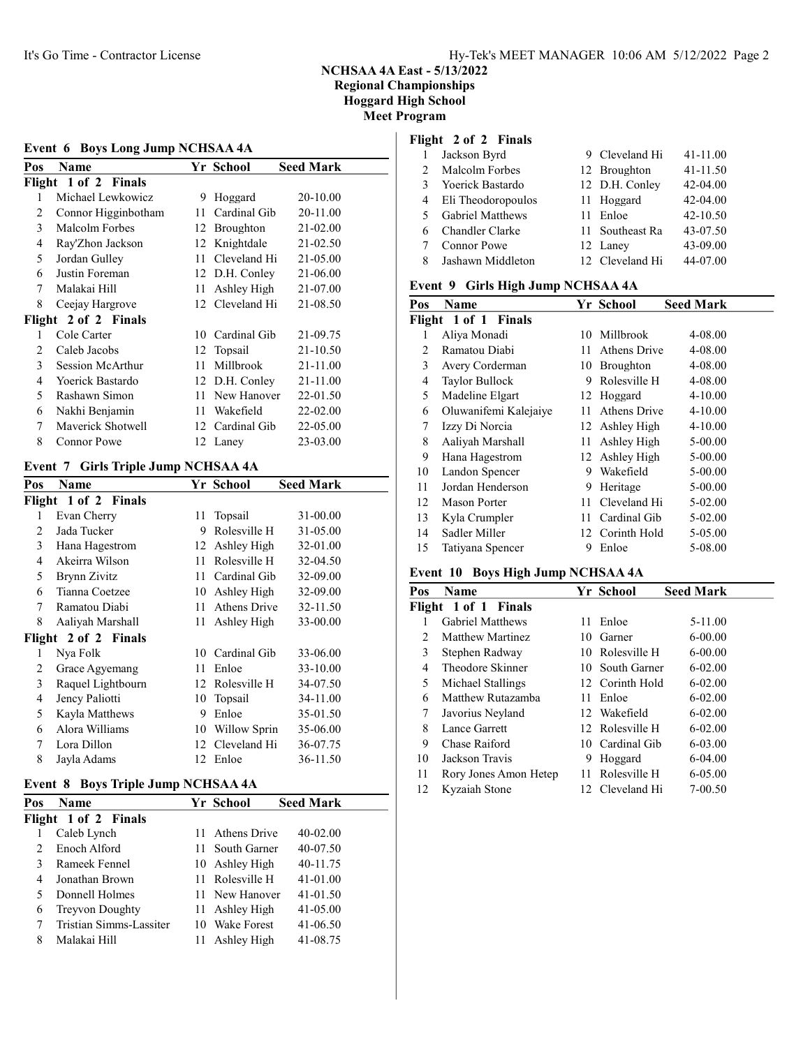NCHSAA 4A East - 5/13/2022
Regional Championships
Hoggard High School
Meet Program

## Event 6 Boys Long Jump NCHSAA 4A

| Pos | Name | Yr | School | Seed Mark |
|---|---|---|---|---|
| **Flight 1 of 2 Finals** | | | | |
| 1 | Michael Lewkowicz | 9 | Hoggard | 20-10.00 |
| 2 | Connor Higginbotham | 11 | Cardinal Gib | 20-11.00 |
| 3 | Malcolm Forbes | 12 | Broughton | 21-02.00 |
| 4 | Ray'Zhon Jackson | 12 | Knightdale | 21-02.50 |
| 5 | Jordan Gulley | 11 | Cleveland Hi | 21-05.00 |
| 6 | Justin Foreman | 12 | D.H. Conley | 21-06.00 |
| 7 | Malakai Hill | 11 | Ashley High | 21-07.00 |
| 8 | Ceejay Hargrove | 12 | Cleveland Hi | 21-08.50 |
| **Flight 2 of 2 Finals** | | | | |
| 1 | Cole Carter | 10 | Cardinal Gib | 21-09.75 |
| 2 | Caleb Jacobs | 12 | Topsail | 21-10.50 |
| 3 | Session McArthur | 11 | Millbrook | 21-11.00 |
| 4 | Yoerick Bastardo | 12 | D.H. Conley | 21-11.00 |
| 5 | Rashawn Simon | 11 | New Hanover | 22-01.50 |
| 6 | Nakhi Benjamin | 11 | Wakefield | 22-02.00 |
| 7 | Maverick Shotwell | 12 | Cardinal Gib | 22-05.00 |
| 8 | Connor Powe | 12 | Laney | 23-03.00 |

## Event 7 Girls Triple Jump NCHSAA 4A

| Pos | Name | Yr | School | Seed Mark |
|---|---|---|---|---|
| **Flight 1 of 2 Finals** | | | | |
| 1 | Evan Cherry | 11 | Topsail | 31-00.00 |
| 2 | Jada Tucker | 9 | Rolesville H | 31-05.00 |
| 3 | Hana Hagestrom | 12 | Ashley High | 32-01.00 |
| 4 | Akeirra Wilson | 11 | Rolesville H | 32-04.50 |
| 5 | Brynn Zivitz | 11 | Cardinal Gib | 32-09.00 |
| 6 | Tianna Coetzee | 10 | Ashley High | 32-09.00 |
| 7 | Ramatou Diabi | 11 | Athens Drive | 32-11.50 |
| 8 | Aaliyah Marshall | 11 | Ashley High | 33-00.00 |
| **Flight 2 of 2 Finals** | | | | |
| 1 | Nya Folk | 10 | Cardinal Gib | 33-06.00 |
| 2 | Grace Agyemang | 11 | Enloe | 33-10.00 |
| 3 | Raquel Lightbourn | 12 | Rolesville H | 34-07.50 |
| 4 | Jency Paliotti | 10 | Topsail | 34-11.00 |
| 5 | Kayla Matthews | 9 | Enloe | 35-01.50 |
| 6 | Alora Williams | 10 | Willow Sprin | 35-06.00 |
| 7 | Lora Dillon | 12 | Cleveland Hi | 36-07.75 |
| 8 | Jayla Adams | 12 | Enloe | 36-11.50 |

## Event 8 Boys Triple Jump NCHSAA 4A

| Pos | Name | Yr | School | Seed Mark |
|---|---|---|---|---|
| **Flight 1 of 2 Finals** | | | | |
| 1 | Caleb Lynch | 11 | Athens Drive | 40-02.00 |
| 2 | Enoch Alford | 11 | South Garner | 40-07.50 |
| 3 | Rameek Fennel | 10 | Ashley High | 40-11.75 |
| 4 | Jonathan Brown | 11 | Rolesville H | 41-01.00 |
| 5 | Donnell Holmes | 11 | New Hanover | 41-01.50 |
| 6 | Treyvon Doughty | 11 | Ashley High | 41-05.00 |
| 7 | Tristian Simms-Lassiter | 10 | Wake Forest | 41-06.50 |
| 8 | Malakai Hill | 11 | Ashley High | 41-08.75 |
| **Flight 2 of 2 Finals** | | | | |
| 1 | Jackson Byrd | 9 | Cleveland Hi | 41-11.00 |
| 2 | Malcolm Forbes | 12 | Broughton | 41-11.50 |
| 3 | Yoerick Bastardo | 12 | D.H. Conley | 42-04.00 |
| 4 | Eli Theodoropoulos | 11 | Hoggard | 42-04.00 |
| 5 | Gabriel Matthews | 11 | Enloe | 42-10.50 |
| 6 | Chandler Clarke | 11 | Southeast Ra | 43-07.50 |
| 7 | Connor Powe | 12 | Laney | 43-09.00 |
| 8 | Jashawn Middleton | 12 | Cleveland Hi | 44-07.00 |

## Event 9 Girls High Jump NCHSAA 4A

| Pos | Name | Yr | School | Seed Mark |
|---|---|---|---|---|
| **Flight 1 of 1 Finals** | | | | |
| 1 | Aliya Monadi | 10 | Millbrook | 4-08.00 |
| 2 | Ramatou Diabi | 11 | Athens Drive | 4-08.00 |
| 3 | Avery Corderman | 10 | Broughton | 4-08.00 |
| 4 | Taylor Bullock | 9 | Rolesville H | 4-08.00 |
| 5 | Madeline Elgart | 12 | Hoggard | 4-10.00 |
| 6 | Oluwanifemi Kalejaiye | 11 | Athens Drive | 4-10.00 |
| 7 | Izzy Di Norcia | 12 | Ashley High | 4-10.00 |
| 8 | Aaliyah Marshall | 11 | Ashley High | 5-00.00 |
| 9 | Hana Hagestrom | 12 | Ashley High | 5-00.00 |
| 10 | Landon Spencer | 9 | Wakefield | 5-00.00 |
| 11 | Jordan Henderson | 9 | Heritage | 5-00.00 |
| 12 | Mason Porter | 11 | Cleveland Hi | 5-02.00 |
| 13 | Kyla Crumpler | 11 | Cardinal Gib | 5-02.00 |
| 14 | Sadler Miller | 12 | Corinth Hold | 5-05.00 |
| 15 | Tatiyana Spencer | 9 | Enloe | 5-08.00 |

## Event 10 Boys High Jump NCHSAA 4A

| Pos | Name | Yr | School | Seed Mark |
|---|---|---|---|---|
| **Flight 1 of 1 Finals** | | | | |
| 1 | Gabriel Matthews | 11 | Enloe | 5-11.00 |
| 2 | Matthew Martinez | 10 | Garner | 6-00.00 |
| 3 | Stephen Radway | 10 | Rolesville H | 6-00.00 |
| 4 | Theodore Skinner | 10 | South Garner | 6-02.00 |
| 5 | Michael Stallings | 12 | Corinth Hold | 6-02.00 |
| 6 | Matthew Rutazamba | 11 | Enloe | 6-02.00 |
| 7 | Javorius Neyland | 12 | Wakefield | 6-02.00 |
| 8 | Lance Garrett | 12 | Rolesville H | 6-02.00 |
| 9 | Chase Raiford | 10 | Cardinal Gib | 6-03.00 |
| 10 | Jackson Travis | 9 | Hoggard | 6-04.00 |
| 11 | Rory Jones Amon Hetep | 11 | Rolesville H | 6-05.00 |
| 12 | Kyzaiah Stone | 12 | Cleveland Hi | 7-00.50 |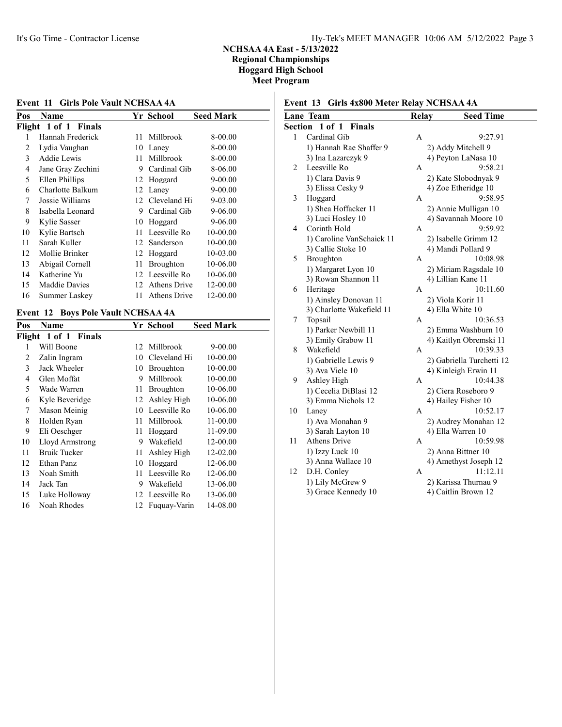# NCHSAA 4A East - 5/13/2022
## Regional Championships
## Hoggard High School
## Meet Program

### Event 11 Girls Pole Vault NCHSAA 4A

| Pos | Name | Yr | School | Seed Mark |
|---|---|---|---|---|
| **Flight 1 of 1 Finals** | | | | |
| 1 | Hannah Frederick | 11 | Millbrook | 8-00.00 |
| 2 | Lydia Vaughan | 10 | Laney | 8-00.00 |
| 3 | Addie Lewis | 11 | Millbrook | 8-00.00 |
| 4 | Jane Gray Zechini | 9 | Cardinal Gib | 8-06.00 |
| 5 | Ellen Phillips | 12 | Hoggard | 9-00.00 |
| 6 | Charlotte Balkum | 12 | Laney | 9-00.00 |
| 7 | Jossie Williams | 12 | Cleveland Hi | 9-03.00 |
| 8 | Isabella Leonard | 9 | Cardinal Gib | 9-06.00 |
| 9 | Kylie Sasser | 10 | Hoggard | 9-06.00 |
| 10 | Kylie Bartsch | 11 | Leesville Ro | 10-00.00 |
| 11 | Sarah Kuller | 12 | Sanderson | 10-00.00 |
| 12 | Mollie Brinker | 12 | Hoggard | 10-03.00 |
| 13 | Abigail Cornell | 11 | Broughton | 10-06.00 |
| 14 | Katherine Yu | 12 | Leesville Ro | 10-06.00 |
| 15 | Maddie Davies | 12 | Athens Drive | 12-00.00 |
| 16 | Summer Laskey | 11 | Athens Drive | 12-00.00 |

### Event 12 Boys Pole Vault NCHSAA 4A

| Pos | Name | Yr | School | Seed Mark |
|---|---|---|---|---|
| **Flight 1 of 1 Finals** | | | | |
| 1 | Will Boone | 12 | Millbrook | 9-00.00 |
| 2 | Zalin Ingram | 10 | Cleveland Hi | 10-00.00 |
| 3 | Jack Wheeler | 10 | Broughton | 10-00.00 |
| 4 | Glen Moffat | 9 | Millbrook | 10-00.00 |
| 5 | Wade Warren | 11 | Broughton | 10-06.00 |
| 6 | Kyle Beveridge | 12 | Ashley High | 10-06.00 |
| 7 | Mason Meinig | 10 | Leesville Ro | 10-06.00 |
| 8 | Holden Ryan | 11 | Millbrook | 11-00.00 |
| 9 | Eli Oeschger | 11 | Hoggard | 11-09.00 |
| 10 | Lloyd Armstrong | 9 | Wakefield | 12-00.00 |
| 11 | Bruik Tucker | 11 | Ashley High | 12-02.00 |
| 12 | Ethan Panz | 10 | Hoggard | 12-06.00 |
| 13 | Noah Smith | 11 | Leesville Ro | 12-06.00 |
| 14 | Jack Tan | 9 | Wakefield | 13-06.00 |
| 15 | Luke Holloway | 12 | Leesville Ro | 13-06.00 |
| 16 | Noah Rhodes | 12 | Fuquay-Varin | 14-08.00 |

### Event 13 Girls 4x800 Meter Relay NCHSAA 4A

| Lane | Team | Relay | Seed Time |
|---|---|---|---|
| **Section 1 of 1 Finals** | | | |
| 1 | Cardinal Gib | A | 9:27.91 |
| | 1) Hannah Rae Shaffer 9 | 2) Addy Mitchell 9 | |
| | 3) Ina Lazarczyk 9 | 4) Peyton LaNasa 10 | |
| 2 | Leesville Ro | A | 9:58.21 |
| | 1) Clara Davis 9 | 2) Kate Slobodnyak 9 | |
| | 3) Elissa Cesky 9 | 4) Zoe Etheridge 10 | |
| 3 | Hoggard | A | 9:58.95 |
| | 1) Shea Hoffacker 11 | 2) Annie Mulligan 10 | |
| | 3) Luci Hosley 10 | 4) Savannah Moore 10 | |
| 4 | Corinth Hold | A | 9:59.92 |
| | 1) Caroline VanSchaick 11 | 2) Isabelle Grimm 12 | |
| | 3) Callie Stoke 10 | 4) Mandi Pollard 9 | |
| 5 | Broughton | A | 10:08.98 |
| | 1) Margaret Lyon 10 | 2) Miriam Ragsdale 10 | |
| | 3) Rowan Shannon 11 | 4) Lillian Kane 11 | |
| 6 | Heritage | A | 10:11.60 |
| | 1) Ainsley Donovan 11 | 2) Viola Korir 11 | |
| | 3) Charlotte Wakefield 11 | 4) Ella White 10 | |
| 7 | Topsail | A | 10:36.53 |
| | 1) Parker Newbill 11 | 2) Emma Washburn 10 | |
| | 3) Emily Grabow 11 | 4) Kaitlyn Obremski 11 | |
| 8 | Wakefield | A | 10:39.33 |
| | 1) Gabrielle Lewis 9 | 2) Gabriella Turchetti 12 | |
| | 3) Ava Viele 10 | 4) Kinleigh Erwin 11 | |
| 9 | Ashley High | A | 10:44.38 |
| | 1) Cecelia DiBlasi 12 | 2) Ciera Roseboro 9 | |
| | 3) Emma Nichols 12 | 4) Hailey Fisher 10 | |
| 10 | Laney | A | 10:52.17 |
| | 1) Ava Monahan 9 | 2) Audrey Monahan 12 | |
| | 3) Sarah Layton 10 | 4) Ella Warren 10 | |
| 11 | Athens Drive | A | 10:59.98 |
| | 1) Izzy Luck 10 | 2) Anna Bittner 10 | |
| | 3) Anna Wallace 10 | 4) Amethyst Joseph 12 | |
| 12 | D.H. Conley | A | 11:12.11 |
| | 1) Lily McGrew 9 | 2) Karissa Thurnau 9 | |
| | 3) Grace Kennedy 10 | 4) Caitlin Brown 12 | |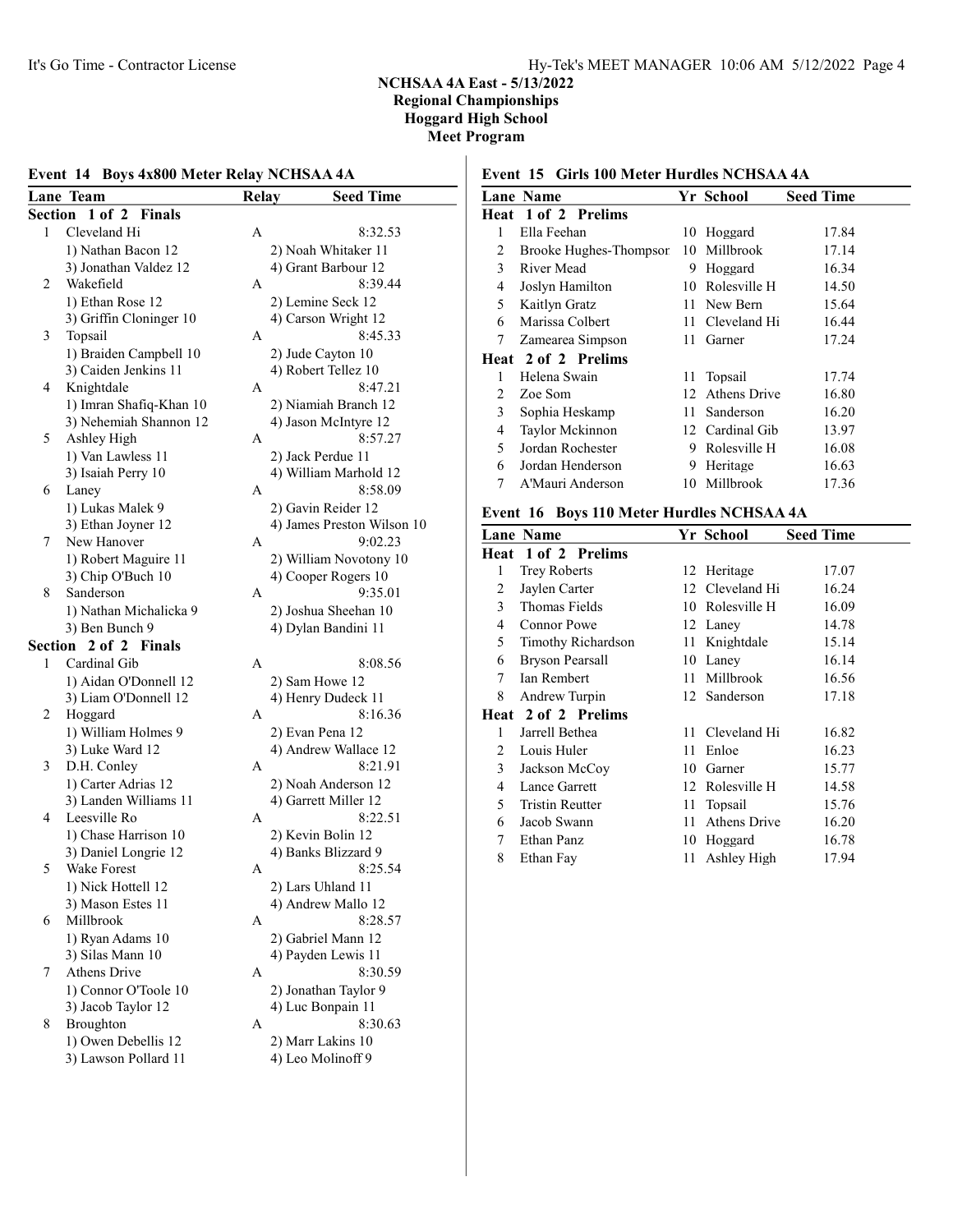# NCHSAA 4A East - 5/13/2022
## Regional Championships
## Hoggard High School
## Meet Program

### Event 14 Boys 4x800 Meter Relay NCHSAA 4A

| Lane | Team | Relay | Seed Time |
|---|---|---|---|
| **Section 1 of 2 Finals** | | | |
| 1 | Cleveland Hi | A | 8:32.53 |
| | 1) Nathan Bacon 12 | 2) Noah Whitaker 11 | |
| | 3) Jonathan Valdez 12 | 4) Grant Barbour 12 | |
| 2 | Wakefield | A | 8:39.44 |
| | 1) Ethan Rose 12 | 2) Lemine Seck 12 | |
| | 3) Griffin Cloninger 10 | 4) Carson Wright 12 | |
| 3 | Topsail | A | 8:45.33 |
| | 1) Braiden Campbell 10 | 2) Jude Cayton 10 | |
| | 3) Caiden Jenkins 11 | 4) Robert Tellez 10 | |
| 4 | Knightdale | A | 8:47.21 |
| | 1) Imran Shafiq-Khan 10 | 2) Niamiah Branch 12 | |
| | 3) Nehemiah Shannon 12 | 4) Jason McIntyre 12 | |
| 5 | Ashley High | A | 8:57.27 |
| | 1) Van Lawless 11 | 2) Jack Perdue 11 | |
| | 3) Isaiah Perry 10 | 4) William Marhold 12 | |
| 6 | Laney | A | 8:58.09 |
| | 1) Lukas Malek 9 | 2) Gavin Reider 12 | |
| | 3) Ethan Joyner 12 | 4) James Preston Wilson 10 | |
| 7 | New Hanover | A | 9:02.23 |
| | 1) Robert Maguire 11 | 2) William Novotony 10 | |
| | 3) Chip O'Buch 10 | 4) Cooper Rogers 10 | |
| 8 | Sanderson | A | 9:35.01 |
| | 1) Nathan Michalicka 9 | 2) Joshua Sheehan 10 | |
| | 3) Ben Bunch 9 | 4) Dylan Bandini 11 | |
| **Section 2 of 2 Finals** | | | |
| 1 | Cardinal Gib | A | 8:08.56 |
| | 1) Aidan O'Donnell 12 | 2) Sam Howe 12 | |
| | 3) Liam O'Donnell 12 | 4) Henry Dudeck 11 | |
| 2 | Hoggard | A | 8:16.36 |
| | 1) William Holmes 9 | 2) Evan Pena 12 | |
| | 3) Luke Ward 12 | 4) Andrew Wallace 12 | |
| 3 | D.H. Conley | A | 8:21.91 |
| | 1) Carter Adrias 12 | 2) Noah Anderson 12 | |
| | 3) Landen Williams 11 | 4) Garrett Miller 12 | |
| 4 | Leesville Ro | A | 8:22.51 |
| | 1) Chase Harrison 10 | 2) Kevin Bolin 12 | |
| | 3) Daniel Longrie 12 | 4) Banks Blizzard 9 | |
| 5 | Wake Forest | A | 8:25.54 |
| | 1) Nick Hottell 12 | 2) Lars Uhland 11 | |
| | 3) Mason Estes 11 | 4) Andrew Mallo 12 | |
| 6 | Millbrook | A | 8:28.57 |
| | 1) Ryan Adams 10 | 2) Gabriel Mann 12 | |
| | 3) Silas Mann 10 | 4) Payden Lewis 11 | |
| 7 | Athens Drive | A | 8:30.59 |
| | 1) Connor O'Toole 10 | 2) Jonathan Taylor 9 | |
| | 3) Jacob Taylor 12 | 4) Luc Bonpain 11 | |
| 8 | Broughton | A | 8:30.63 |
| | 1) Owen Debellis 12 | 2) Marr Lakins 10 | |
| | 3) Lawson Pollard 11 | 4) Leo Molinoff 9 | |

### Event 15 Girls 100 Meter Hurdles NCHSAA 4A

| Lane | Name | Yr | School | Seed Time |
|---|---|---|---|---|
| **Heat 1 of 2 Prelims** | | | | |
| 1 | Ella Feehan | 10 | Hoggard | 17.84 |
| 2 | Brooke Hughes-Thompsor | 10 | Millbrook | 17.14 |
| 3 | River Mead | 9 | Hoggard | 16.34 |
| 4 | Joslyn Hamilton | 10 | Rolesville H | 14.50 |
| 5 | Kaitlyn Gratz | 11 | New Bern | 15.64 |
| 6 | Marissa Colbert | 11 | Cleveland Hi | 16.44 |
| 7 | Zamearea Simpson | 11 | Garner | 17.24 |
| **Heat 2 of 2 Prelims** | | | | |
| 1 | Helena Swain | 11 | Topsail | 17.74 |
| 2 | Zoe Som | 12 | Athens Drive | 16.80 |
| 3 | Sophia Heskamp | 11 | Sanderson | 16.20 |
| 4 | Taylor Mckinnon | 12 | Cardinal Gib | 13.97 |
| 5 | Jordan Rochester | 9 | Rolesville H | 16.08 |
| 6 | Jordan Henderson | 9 | Heritage | 16.63 |
| 7 | A'Mauri Anderson | 10 | Millbrook | 17.36 |

### Event 16 Boys 110 Meter Hurdles NCHSAA 4A

| Lane | Name | Yr | School | Seed Time |
|---|---|---|---|---|
| **Heat 1 of 2 Prelims** | | | | |
| 1 | Trey Roberts | 12 | Heritage | 17.07 |
| 2 | Jaylen Carter | 12 | Cleveland Hi | 16.24 |
| 3 | Thomas Fields | 10 | Rolesville H | 16.09 |
| 4 | Connor Powe | 12 | Laney | 14.78 |
| 5 | Timothy Richardson | 11 | Knightdale | 15.14 |
| 6 | Bryson Pearsall | 10 | Laney | 16.14 |
| 7 | Ian Rembert | 11 | Millbrook | 16.56 |
| 8 | Andrew Turpin | 12 | Sanderson | 17.18 |
| **Heat 2 of 2 Prelims** | | | | |
| 1 | Jarrell Bethea | 11 | Cleveland Hi | 16.82 |
| 2 | Louis Huler | 11 | Enloe | 16.23 |
| 3 | Jackson McCoy | 10 | Garner | 15.77 |
| 4 | Lance Garrett | 12 | Rolesville H | 14.58 |
| 5 | Tristin Reutter | 11 | Topsail | 15.76 |
| 6 | Jacob Swann | 11 | Athens Drive | 16.20 |
| 7 | Ethan Panz | 10 | Hoggard | 16.78 |
| 8 | Ethan Fay | 11 | Ashley High | 17.94 |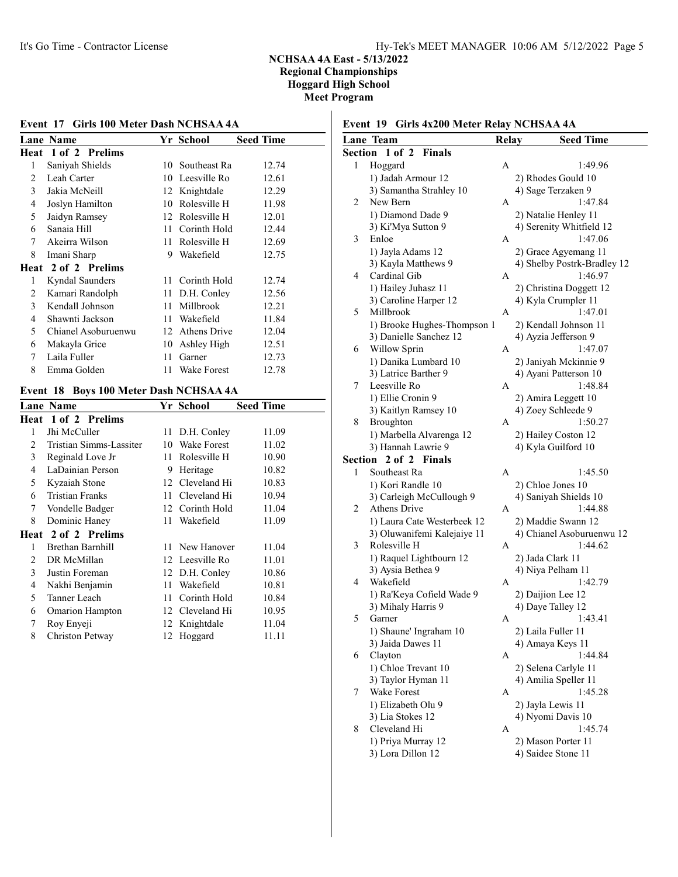# NCHSAA 4A East - 5/13/2022
## Regional Championships
## Hoggard High School
## Meet Program

### Event 17 Girls 100 Meter Dash NCHSAA 4A

| Lane | Name | Yr | School | Seed Time |
|---|---|---|---|---|
| **Heat 1 of 2 Prelims** | | | | |
| 1 | Saniyah Shields | 10 | Southeast Ra | 12.74 |
| 2 | Leah Carter | 10 | Leesville Ro | 12.61 |
| 3 | Jakia McNeill | 12 | Knightdale | 12.29 |
| 4 | Joslyn Hamilton | 10 | Rolesville H | 11.98 |
| 5 | Jaidyn Ramsey | 12 | Rolesville H | 12.01 |
| 6 | Sanaia Hill | 11 | Corinth Hold | 12.44 |
| 7 | Akeirra Wilson | 11 | Rolesville H | 12.69 |
| 8 | Imani Sharp | 9 | Wakefield | 12.75 |
| **Heat 2 of 2 Prelims** | | | | |
| 1 | Kyndal Saunders | 11 | Corinth Hold | 12.74 |
| 2 | Kamari Randolph | 11 | D.H. Conley | 12.56 |
| 3 | Kendall Johnson | 11 | Millbrook | 12.21 |
| 4 | Shawnti Jackson | 11 | Wakefield | 11.84 |
| 5 | Chianel Asoburuenwu | 12 | Athens Drive | 12.04 |
| 6 | Makayla Grice | 10 | Ashley High | 12.51 |
| 7 | Laila Fuller | 11 | Garner | 12.73 |
| 8 | Emma Golden | 11 | Wake Forest | 12.78 |

### Event 18 Boys 100 Meter Dash NCHSAA 4A

| Lane | Name | Yr | School | Seed Time |
|---|---|---|---|---|
| **Heat 1 of 2 Prelims** | | | | |
| 1 | Jhi McCuller | 11 | D.H. Conley | 11.09 |
| 2 | Tristian Simms-Lassiter | 10 | Wake Forest | 11.02 |
| 3 | Reginald Love Jr | 11 | Rolesville H | 10.90 |
| 4 | LaDainian Person | 9 | Heritage | 10.82 |
| 5 | Kyzaiah Stone | 12 | Cleveland Hi | 10.83 |
| 6 | Tristian Franks | 11 | Cleveland Hi | 10.94 |
| 7 | Vondelle Badger | 12 | Corinth Hold | 11.04 |
| 8 | Dominic Haney | 11 | Wakefield | 11.09 |
| **Heat 2 of 2 Prelims** | | | | |
| 1 | Brethan Barnhill | 11 | New Hanover | 11.04 |
| 2 | DR McMillan | 12 | Leesville Ro | 11.01 |
| 3 | Justin Foreman | 12 | D.H. Conley | 10.86 |
| 4 | Nakhi Benjamin | 11 | Wakefield | 10.81 |
| 5 | Tanner Leach | 11 | Corinth Hold | 10.84 |
| 6 | Omarion Hampton | 12 | Cleveland Hi | 10.95 |
| 7 | Roy Enyeji | 12 | Knightdale | 11.04 |
| 8 | Christon Petway | 12 | Hoggard | 11.11 |

### Event 19 Girls 4x200 Meter Relay NCHSAA 4A

| Lane | Team | Relay | Seed Time |
|---|---|---|---|
| **Section 1 of 2 Finals** | | | |
| 1 | Hoggard | A | 1:49.96 |
| | 1) Jadah Armour 12 | 2) Rhodes Gould 10 | |
| | 3) Samantha Strahley 10 | 4) Sage Terzaken 9 | |
| 2 | New Bern | A | 1:47.84 |
| | 1) Diamond Dade 9 | 2) Natalie Henley 11 | |
| | 3) Ki'Mya Sutton 9 | 4) Serenity Whitfield 12 | |
| 3 | Enloe | A | 1:47.06 |
| | 1) Jayla Adams 12 | 2) Grace Agyemang 11 | |
| | 3) Kayla Matthews 9 | 4) Shelby Postrk-Bradley 12 | |
| 4 | Cardinal Gib | A | 1:46.97 |
| | 1) Hailey Juhasz 11 | 2) Christina Doggett 12 | |
| | 3) Caroline Harper 12 | 4) Kyla Crumpler 11 | |
| 5 | Millbrook | A | 1:47.01 |
| | 1) Brooke Hughes-Thompson 1 | 2) Kendall Johnson 11 | |
| | 3) Danielle Sanchez 12 | 4) Ayzia Jefferson 9 | |
| 6 | Willow Sprin | A | 1:47.07 |
| | 1) Danika Lumbard 10 | 2) Janiyah Mckinnie 9 | |
| | 3) Latrice Barther 9 | 4) Ayani Patterson 10 | |
| 7 | Leesville Ro | A | 1:48.84 |
| | 1) Ellie Cronin 9 | 2) Amira Leggett 10 | |
| | 3) Kaitlyn Ramsey 10 | 4) Zoey Schleede 9 | |
| 8 | Broughton | A | 1:50.27 |
| | 1) Marbella Alvarenga 12 | 2) Hailey Coston 12 | |
| | 3) Hannah Lawrie 9 | 4) Kyla Guilford 10 | |
| **Section 2 of 2 Finals** | | | |
| 1 | Southeast Ra | A | 1:45.50 |
| | 1) Kori Randle 10 | 2) Chloe Jones 10 | |
| | 3) Carleigh McCullough 9 | 4) Saniyah Shields 10 | |
| 2 | Athens Drive | A | 1:44.88 |
| | 1) Laura Cate Westerbeek 12 | 2) Maddie Swann 12 | |
| | 3) Oluwanifemi Kalejaiye 11 | 4) Chianel Asoburuenwu 12 | |
| 3 | Rolesville H | A | 1:44.62 |
| | 1) Raquel Lightbourn 12 | 2) Jada Clark 11 | |
| | 3) Aysia Bethea 9 | 4) Niya Pelham 11 | |
| 4 | Wakefield | A | 1:42.79 |
| | 1) Ra'Keya Cofield Wade 9 | 2) Daijion Lee 12 | |
| | 3) Mihaly Harris 9 | 4) Daye Talley 12 | |
| 5 | Garner | A | 1:43.41 |
| | 1) Shaune' Ingraham 10 | 2) Laila Fuller 11 | |
| | 3) Jaida Dawes 11 | 4) Amaya Keys 11 | |
| 6 | Clayton | A | 1:44.84 |
| | 1) Chloe Trevant 10 | 2) Selena Carlyle 11 | |
| | 3) Taylor Hyman 11 | 4) Amilia Speller 11 | |
| 7 | Wake Forest | A | 1:45.28 |
| | 1) Elizabeth Olu 9 | 2) Jayla Lewis 11 | |
| | 3) Lia Stokes 12 | 4) Nyomi Davis 10 | |
| 8 | Cleveland Hi | A | 1:45.74 |
| | 1) Priya Murray 12 | 2) Mason Porter 11 | |
| | 3) Lora Dillon 12 | 4) Saidee Stone 11 | |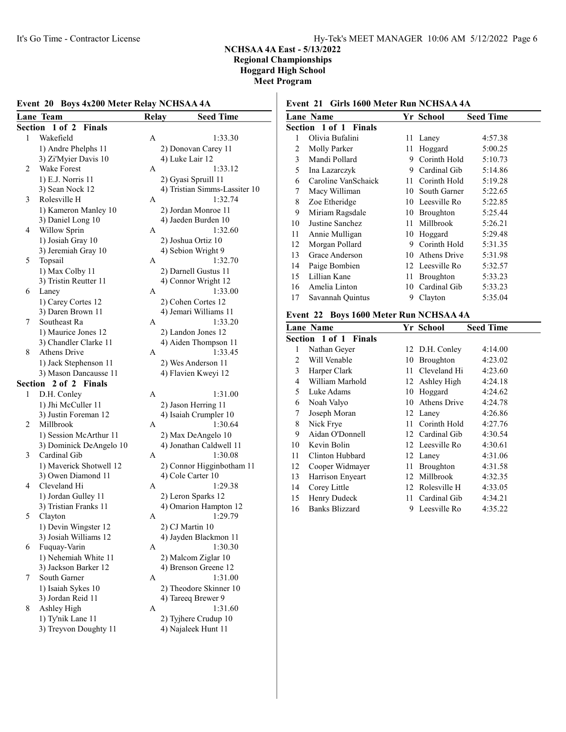**NCHSAA 4A East - 5/13/2022**
**Regional Championships**
**Hoggard High School**
**Meet Program**

## Event 20 Boys 4x200 Meter Relay NCHSAA 4A

| Lane | Team | Relay | Seed Time |
|---|---|---|---|
| **Section 1 of 2 Finals** | | | |
| 1 | Wakefield | A | 1:33.30 |
| | 1) Andre Phelphs 11 | 2) Donovan Carey 11 | |
| | 3) Zi'Myier Davis 10 | 4) Luke Lair 12 | |
| 2 | Wake Forest | A | 1:33.12 |
| | 1) E.J. Norris 11 | 2) Gyasi Spruill 11 | |
| | 3) Sean Nock 12 | 4) Tristian Simms-Lassiter 10 | |
| 3 | Rolesville H | A | 1:32.74 |
| | 1) Kameron Manley 10 | 2) Jordan Monroe 11 | |
| | 3) Daniel Long 10 | 4) Jaeden Burden 10 | |
| 4 | Willow Sprin | A | 1:32.60 |
| | 1) Josiah Gray 10 | 2) Joshua Ortiz 10 | |
| | 3) Jeremiah Gray 10 | 4) Sebion Wright 9 | |
| 5 | Topsail | A | 1:32.70 |
| | 1) Max Colby 11 | 2) Darnell Gustus 11 | |
| | 3) Tristin Reutter 11 | 4) Connor Wright 12 | |
| 6 | Laney | A | 1:33.00 |
| | 1) Carey Cortes 12 | 2) Cohen Cortes 12 | |
| | 3) Daren Brown 11 | 4) Jemari Williams 11 | |
| 7 | Southeast Ra | A | 1:33.20 |
| | 1) Maurice Jones 12 | 2) Landon Jones 12 | |
| | 3) Chandler Clarke 11 | 4) Aiden Thompson 11 | |
| 8 | Athens Drive | A | 1:33.45 |
| | 1) Jack Stephenson 11 | 2) Wes Anderson 11 | |
| | 3) Mason Dancausse 11 | 4) Flavien Kweyi 12 | |
| **Section 2 of 2 Finals** | | | |
| 1 | D.H. Conley | A | 1:31.00 |
| | 1) Jhi McCuller 11 | 2) Jason Herring 11 | |
| | 3) Justin Foreman 12 | 4) Isaiah Crumpler 10 | |
| 2 | Millbrook | A | 1:30.64 |
| | 1) Session McArthur 11 | 2) Max DeAngelo 10 | |
| | 3) Dominick DeAngelo 10 | 4) Jonathan Caldwell 11 | |
| 3 | Cardinal Gib | A | 1:30.08 |
| | 1) Maverick Shotwell 12 | 2) Connor Higginbotham 11 | |
| | 3) Owen Diamond 11 | 4) Cole Carter 10 | |
| 4 | Cleveland Hi | A | 1:29.38 |
| | 1) Jordan Gulley 11 | 2) Leron Sparks 12 | |
| | 3) Tristian Franks 11 | 4) Omarion Hampton 12 | |
| 5 | Clayton | A | 1:29.79 |
| | 1) Devin Wingster 12 | 2) CJ Martin 10 | |
| | 3) Josiah Williams 12 | 4) Jayden Blackmon 11 | |
| 6 | Fuquay-Varin | A | 1:30.30 |
| | 1) Nehemiah White 11 | 2) Malcom Ziglar 10 | |
| | 3) Jackson Barker 12 | 4) Brenson Greene 12 | |
| 7 | South Garner | A | 1:31.00 |
| | 1) Isaiah Sykes 10 | 2) Theodore Skinner 10 | |
| | 3) Jordan Reid 11 | 4) Tareeq Brewer 9 | |
| 8 | Ashley High | A | 1:31.60 |
| | 1) Ty'nik Lane 11 | 2) Tyjhere Crudup 10 | |
| | 3) Treyvon Doughty 11 | 4) Najaleek Hunt 11 | |

## Event 21 Girls 1600 Meter Run NCHSAA 4A

| Lane | Name | Yr | School | Seed Time |
|---|---|---|---|---|
| **Section 1 of 1 Finals** | | | | |
| 1 | Olivia Bufalini | 11 | Laney | 4:57.38 |
| 2 | Molly Parker | 11 | Hoggard | 5:00.25 |
| 3 | Mandi Pollard | 9 | Corinth Hold | 5:10.73 |
| 5 | Ina Lazarczyk | 9 | Cardinal Gib | 5:14.86 |
| 6 | Caroline VanSchaick | 11 | Corinth Hold | 5:19.28 |
| 7 | Macy Williman | 10 | South Garner | 5:22.65 |
| 8 | Zoe Etheridge | 10 | Leesville Ro | 5:22.85 |
| 9 | Miriam Ragsdale | 10 | Broughton | 5:25.44 |
| 10 | Justine Sanchez | 11 | Millbrook | 5:26.21 |
| 11 | Annie Mulligan | 10 | Hoggard | 5:29.48 |
| 12 | Morgan Pollard | 9 | Corinth Hold | 5:31.35 |
| 13 | Grace Anderson | 10 | Athens Drive | 5:31.98 |
| 14 | Paige Bombien | 12 | Leesville Ro | 5:32.57 |
| 15 | Lillian Kane | 11 | Broughton | 5:33.23 |
| 16 | Amelia Linton | 10 | Cardinal Gib | 5:33.23 |
| 17 | Savannah Quintus | 9 | Clayton | 5:35.04 |

## Event 22 Boys 1600 Meter Run NCHSAA 4A

| Lane | Name | Yr | School | Seed Time |
|---|---|---|---|---|
| **Section 1 of 1 Finals** | | | | |
| 1 | Nathan Geyer | 12 | D.H. Conley | 4:14.00 |
| 2 | Will Venable | 10 | Broughton | 4:23.02 |
| 3 | Harper Clark | 11 | Cleveland Hi | 4:23.60 |
| 4 | William Marhold | 12 | Ashley High | 4:24.18 |
| 5 | Luke Adams | 10 | Hoggard | 4:24.62 |
| 6 | Noah Valyo | 10 | Athens Drive | 4:24.78 |
| 7 | Joseph Moran | 12 | Laney | 4:26.86 |
| 8 | Nick Frye | 11 | Corinth Hold | 4:27.76 |
| 9 | Aidan O'Donnell | 12 | Cardinal Gib | 4:30.54 |
| 10 | Kevin Bolin | 12 | Leesville Ro | 4:30.61 |
| 11 | Clinton Hubbard | 12 | Laney | 4:31.06 |
| 12 | Cooper Widmayer | 11 | Broughton | 4:31.58 |
| 13 | Harrison Enyeart | 12 | Millbrook | 4:32.35 |
| 14 | Corey Little | 12 | Rolesville H | 4:33.05 |
| 15 | Henry Dudeck | 11 | Cardinal Gib | 4:34.21 |
| 16 | Banks Blizzard | 9 | Leesville Ro | 4:35.22 |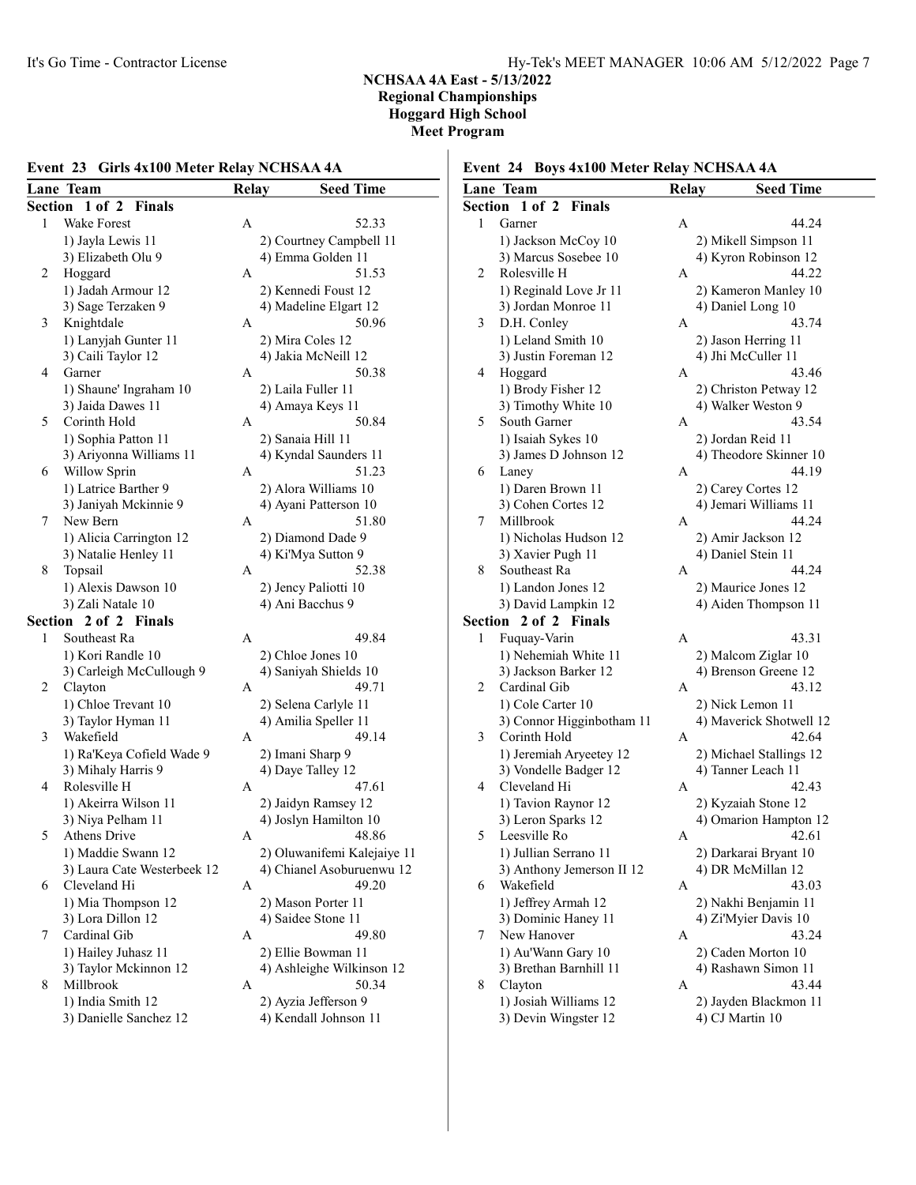# NCHSAA 4A East - 5/13/2022
## Regional Championships
## Hoggard High School
## Meet Program

### Event 23 Girls 4x100 Meter Relay NCHSAA 4A

| Lane | Team | Relay | Seed Time |
|---|---|---|---|
| **Section 1 of 2 Finals** | | | |
| 1 | Wake Forest | A | 52.33 |
| | 1) Jayla Lewis 11 | 2) Courtney Campbell 11 | |
| | 3) Elizabeth Olu 9 | 4) Emma Golden 11 | |
| 2 | Hoggard | A | 51.53 |
| | 1) Jadah Armour 12 | 2) Kennedi Foust 12 | |
| | 3) Sage Terzaken 9 | 4) Madeline Elgart 12 | |
| 3 | Knightdale | A | 50.96 |
| | 1) Lanyjah Gunter 11 | 2) Mira Coles 12 | |
| | 3) Caili Taylor 12 | 4) Jakia McNeill 12 | |
| 4 | Garner | A | 50.38 |
| | 1) Shaune' Ingraham 10 | 2) Laila Fuller 11 | |
| | 3) Jaida Dawes 11 | 4) Amaya Keys 11 | |
| 5 | Corinth Hold | A | 50.84 |
| | 1) Sophia Patton 11 | 2) Sanaia Hill 11 | |
| | 3) Ariyonna Williams 11 | 4) Kyndal Saunders 11 | |
| 6 | Willow Sprin | A | 51.23 |
| | 1) Latrice Barther 9 | 2) Alora Williams 10 | |
| | 3) Janiyah Mckinnie 9 | 4) Ayani Patterson 10 | |
| 7 | New Bern | A | 51.80 |
| | 1) Alicia Carrington 12 | 2) Diamond Dade 9 | |
| | 3) Natalie Henley 11 | 4) Ki'Mya Sutton 9 | |
| 8 | Topsail | A | 52.38 |
| | 1) Alexis Dawson 10 | 2) Jency Paliotti 10 | |
| | 3) Zali Natale 10 | 4) Ani Bacchus 9 | |
| **Section 2 of 2 Finals** | | | |
| 1 | Southeast Ra | A | 49.84 |
| | 1) Kori Randle 10 | 2) Chloe Jones 10 | |
| | 3) Carleigh McCullough 9 | 4) Saniyah Shields 10 | |
| 2 | Clayton | A | 49.71 |
| | 1) Chloe Trevant 10 | 2) Selena Carlyle 11 | |
| | 3) Taylor Hyman 11 | 4) Amilia Speller 11 | |
| 3 | Wakefield | A | 49.14 |
| | 1) Ra'Keya Cofield Wade 9 | 2) Imani Sharp 9 | |
| | 3) Mihaly Harris 9 | 4) Daye Talley 12 | |
| 4 | Rolesville H | A | 47.61 |
| | 1) Akeirra Wilson 11 | 2) Jaidyn Ramsey 12 | |
| | 3) Niya Pelham 11 | 4) Joslyn Hamilton 10 | |
| 5 | Athens Drive | A | 48.86 |
| | 1) Maddie Swann 12 | 2) Oluwanifemi Kalejaiye 11 | |
| | 3) Laura Cate Westerbeek 12 | 4) Chianel Asoburuenwu 12 | |
| 6 | Cleveland Hi | A | 49.20 |
| | 1) Mia Thompson 12 | 2) Mason Porter 11 | |
| | 3) Lora Dillon 12 | 4) Saidee Stone 11 | |
| 7 | Cardinal Gib | A | 49.80 |
| | 1) Hailey Juhasz 11 | 2) Ellie Bowman 11 | |
| | 3) Taylor Mckinnon 12 | 4) Ashleighe Wilkinson 12 | |
| 8 | Millbrook | A | 50.34 |
| | 1) India Smith 12 | 2) Ayzia Jefferson 9 | |
| | 3) Danielle Sanchez 12 | 4) Kendall Johnson 11 | |

### Event 24 Boys 4x100 Meter Relay NCHSAA 4A

| Lane | Team | Relay | Seed Time |
|---|---|---|---|
| **Section 1 of 2 Finals** | | | |
| 1 | Garner | A | 44.24 |
| | 1) Jackson McCoy 10 | 2) Mikell Simpson 11 | |
| | 3) Marcus Sosebee 10 | 4) Kyron Robinson 12 | |
| 2 | Rolesville H | A | 44.22 |
| | 1) Reginald Love Jr 11 | 2) Kameron Manley 10 | |
| | 3) Jordan Monroe 11 | 4) Daniel Long 10 | |
| 3 | D.H. Conley | A | 43.74 |
| | 1) Leland Smith 10 | 2) Jason Herring 11 | |
| | 3) Justin Foreman 12 | 4) Jhi McCuller 11 | |
| 4 | Hoggard | A | 43.46 |
| | 1) Brody Fisher 12 | 2) Christon Petway 12 | |
| | 3) Timothy White 10 | 4) Walker Weston 9 | |
| 5 | South Garner | A | 43.54 |
| | 1) Isaiah Sykes 10 | 2) Jordan Reid 11 | |
| | 3) James D Johnson 12 | 4) Theodore Skinner 10 | |
| 6 | Laney | A | 44.19 |
| | 1) Daren Brown 11 | 2) Carey Cortes 12 | |
| | 3) Cohen Cortes 12 | 4) Jemari Williams 11 | |
| 7 | Millbrook | A | 44.24 |
| | 1) Nicholas Hudson 12 | 2) Amir Jackson 12 | |
| | 3) Xavier Pugh 11 | 4) Daniel Stein 11 | |
| 8 | Southeast Ra | A | 44.24 |
| | 1) Landon Jones 12 | 2) Maurice Jones 12 | |
| | 3) David Lampkin 12 | 4) Aiden Thompson 11 | |
| **Section 2 of 2 Finals** | | | |
| 1 | Fuquay-Varin | A | 43.31 |
| | 1) Nehemiah White 11 | 2) Malcom Ziglar 10 | |
| | 3) Jackson Barker 12 | 4) Brenson Greene 12 | |
| 2 | Cardinal Gib | A | 43.12 |
| | 1) Cole Carter 10 | 2) Nick Lemon 11 | |
| | 3) Connor Higginbotham 11 | 4) Maverick Shotwell 12 | |
| 3 | Corinth Hold | A | 42.64 |
| | 1) Jeremiah Aryeetey 12 | 2) Michael Stallings 12 | |
| | 3) Vondelle Badger 12 | 4) Tanner Leach 11 | |
| 4 | Cleveland Hi | A | 42.43 |
| | 1) Tavion Raynor 12 | 2) Kyzaiah Stone 12 | |
| | 3) Leron Sparks 12 | 4) Omarion Hampton 12 | |
| 5 | Leesville Ro | A | 42.61 |
| | 1) Jullian Serrano 11 | 2) Darkarai Bryant 10 | |
| | 3) Anthony Jemerson II 12 | 4) DR McMillan 12 | |
| 6 | Wakefield | A | 43.03 |
| | 1) Jeffrey Armah 12 | 2) Nakhi Benjamin 11 | |
| | 3) Dominic Haney 11 | 4) Zi'Myier Davis 10 | |
| 7 | New Hanover | A | 43.24 |
| | 1) Au'Wann Gary 10 | 2) Caden Morton 10 | |
| | 3) Brethan Barnhill 11 | 4) Rashawn Simon 11 | |
| 8 | Clayton | A | 43.44 |
| | 1) Josiah Williams 12 | 2) Jayden Blackmon 11 | |
| | 3) Devin Wingster 12 | 4) CJ Martin 10 | |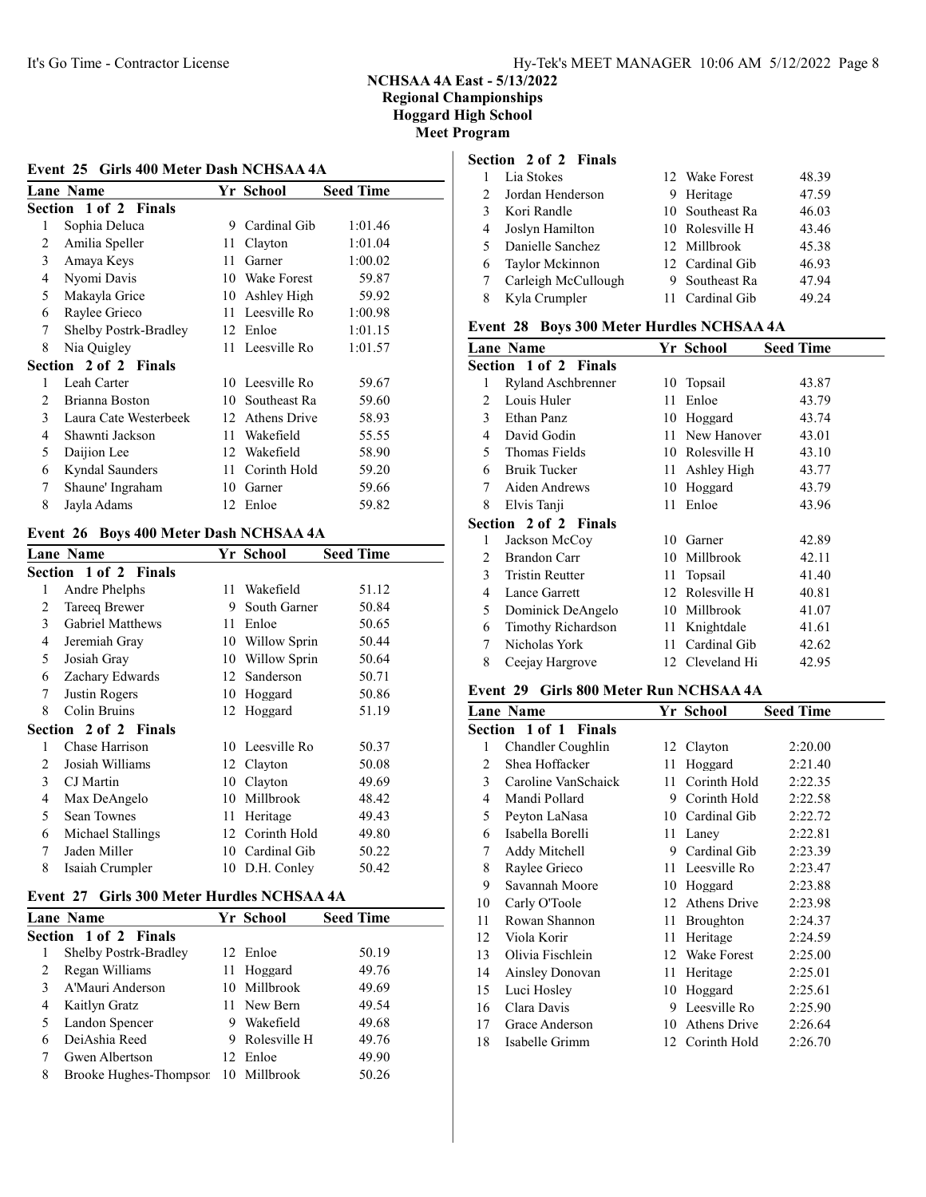# NCHSAA 4A East - 5/13/2022
## Regional Championships
## Hoggard High School
## Meet Program

### Event 25 Girls 400 Meter Dash NCHSAA 4A

| Lane | Name | Yr | School | Seed Time |
|---|---|---|---|---|
| **Section 1 of 2 Finals** | | | | |
| 1 | Sophia Deluca | 9 | Cardinal Gib | 1:01.46 |
| 2 | Amilia Speller | 11 | Clayton | 1:01.04 |
| 3 | Amaya Keys | 11 | Garner | 1:00.02 |
| 4 | Nyomi Davis | 10 | Wake Forest | 59.87 |
| 5 | Makayla Grice | 10 | Ashley High | 59.92 |
| 6 | Raylee Grieco | 11 | Leesville Ro | 1:00.98 |
| 7 | Shelby Postrk-Bradley | 12 | Enloe | 1:01.15 |
| 8 | Nia Quigley | 11 | Leesville Ro | 1:01.57 |
| **Section 2 of 2 Finals** | | | | |
| 1 | Leah Carter | 10 | Leesville Ro | 59.67 |
| 2 | Brianna Boston | 10 | Southeast Ra | 59.60 |
| 3 | Laura Cate Westerbeek | 12 | Athens Drive | 58.93 |
| 4 | Shawnti Jackson | 11 | Wakefield | 55.55 |
| 5 | Daijion Lee | 12 | Wakefield | 58.90 |
| 6 | Kyndal Saunders | 11 | Corinth Hold | 59.20 |
| 7 | Shaune' Ingraham | 10 | Garner | 59.66 |
| 8 | Jayla Adams | 12 | Enloe | 59.82 |

### Event 26 Boys 400 Meter Dash NCHSAA 4A

| Lane | Name | Yr | School | Seed Time |
|---|---|---|---|---|
| **Section 1 of 2 Finals** | | | | |
| 1 | Andre Phelphs | 11 | Wakefield | 51.12 |
| 2 | Tareeq Brewer | 9 | South Garner | 50.84 |
| 3 | Gabriel Matthews | 11 | Enloe | 50.65 |
| 4 | Jeremiah Gray | 10 | Willow Sprin | 50.44 |
| 5 | Josiah Gray | 10 | Willow Sprin | 50.64 |
| 6 | Zachary Edwards | 12 | Sanderson | 50.71 |
| 7 | Justin Rogers | 10 | Hoggard | 50.86 |
| 8 | Colin Bruins | 12 | Hoggard | 51.19 |
| **Section 2 of 2 Finals** | | | | |
| 1 | Chase Harrison | 10 | Leesville Ro | 50.37 |
| 2 | Josiah Williams | 12 | Clayton | 50.08 |
| 3 | CJ Martin | 10 | Clayton | 49.69 |
| 4 | Max DeAngelo | 10 | Millbrook | 48.42 |
| 5 | Sean Townes | 11 | Heritage | 49.43 |
| 6 | Michael Stallings | 12 | Corinth Hold | 49.80 |
| 7 | Jaden Miller | 10 | Cardinal Gib | 50.22 |
| 8 | Isaiah Crumpler | 10 | D.H. Conley | 50.42 |

### Event 27 Girls 300 Meter Hurdles NCHSAA 4A

| Lane | Name | Yr | School | Seed Time |
|---|---|---|---|---|
| **Section 1 of 2 Finals** | | | | |
| 1 | Shelby Postrk-Bradley | 12 | Enloe | 50.19 |
| 2 | Regan Williams | 11 | Hoggard | 49.76 |
| 3 | A'Mauri Anderson | 10 | Millbrook | 49.69 |
| 4 | Kaitlyn Gratz | 11 | New Bern | 49.54 |
| 5 | Landon Spencer | 9 | Wakefield | 49.68 |
| 6 | DeiAshia Reed | 9 | Rolesville H | 49.76 |
| 7 | Gwen Albertson | 12 | Enloe | 49.90 |
| 8 | Brooke Hughes-Thompson | 10 | Millbrook | 50.26 |
| **Section 2 of 2 Finals** | | | | |
| 1 | Lia Stokes | 12 | Wake Forest | 48.39 |
| 2 | Jordan Henderson | 9 | Heritage | 47.59 |
| 3 | Kori Randle | 10 | Southeast Ra | 46.03 |
| 4 | Joslyn Hamilton | 10 | Rolesville H | 43.46 |
| 5 | Danielle Sanchez | 12 | Millbrook | 45.38 |
| 6 | Taylor Mckinnon | 12 | Cardinal Gib | 46.93 |
| 7 | Carleigh McCullough | 9 | Southeast Ra | 47.94 |
| 8 | Kyla Crumpler | 11 | Cardinal Gib | 49.24 |

### Event 28 Boys 300 Meter Hurdles NCHSAA 4A

| Lane | Name | Yr | School | Seed Time |
|---|---|---|---|---|
| **Section 1 of 2 Finals** | | | | |
| 1 | Ryland Aschbrenner | 10 | Topsail | 43.87 |
| 2 | Louis Huler | 11 | Enloe | 43.79 |
| 3 | Ethan Panz | 10 | Hoggard | 43.74 |
| 4 | David Godin | 11 | New Hanover | 43.01 |
| 5 | Thomas Fields | 10 | Rolesville H | 43.10 |
| 6 | Bruik Tucker | 11 | Ashley High | 43.77 |
| 7 | Aiden Andrews | 10 | Hoggard | 43.79 |
| 8 | Elvis Tanji | 11 | Enloe | 43.96 |
| **Section 2 of 2 Finals** | | | | |
| 1 | Jackson McCoy | 10 | Garner | 42.89 |
| 2 | Brandon Carr | 10 | Millbrook | 42.11 |
| 3 | Tristin Reutter | 11 | Topsail | 41.40 |
| 4 | Lance Garrett | 12 | Rolesville H | 40.81 |
| 5 | Dominick DeAngelo | 10 | Millbrook | 41.07 |
| 6 | Timothy Richardson | 11 | Knightdale | 41.61 |
| 7 | Nicholas York | 11 | Cardinal Gib | 42.62 |
| 8 | Ceejay Hargrove | 12 | Cleveland Hi | 42.95 |

### Event 29 Girls 800 Meter Run NCHSAA 4A

| Lane | Name | Yr | School | Seed Time |
|---|---|---|---|---|
| **Section 1 of 1 Finals** | | | | |
| 1 | Chandler Coughlin | 12 | Clayton | 2:20.00 |
| 2 | Shea Hoffacker | 11 | Hoggard | 2:21.40 |
| 3 | Caroline VanSchaick | 11 | Corinth Hold | 2:22.35 |
| 4 | Mandi Pollard | 9 | Corinth Hold | 2:22.58 |
| 5 | Peyton LaNasa | 10 | Cardinal Gib | 2:22.72 |
| 6 | Isabella Borelli | 11 | Laney | 2:22.81 |
| 7 | Addy Mitchell | 9 | Cardinal Gib | 2:23.39 |
| 8 | Raylee Grieco | 11 | Leesville Ro | 2:23.47 |
| 9 | Savannah Moore | 10 | Hoggard | 2:23.88 |
| 10 | Carly O'Toole | 12 | Athens Drive | 2:23.98 |
| 11 | Rowan Shannon | 11 | Broughton | 2:24.37 |
| 12 | Viola Korir | 11 | Heritage | 2:24.59 |
| 13 | Olivia Fischlein | 12 | Wake Forest | 2:25.00 |
| 14 | Ainsley Donovan | 11 | Heritage | 2:25.01 |
| 15 | Luci Hosley | 10 | Hoggard | 2:25.61 |
| 16 | Clara Davis | 9 | Leesville Ro | 2:25.90 |
| 17 | Grace Anderson | 10 | Athens Drive | 2:26.64 |
| 18 | Isabelle Grimm | 12 | Corinth Hold | 2:26.70 |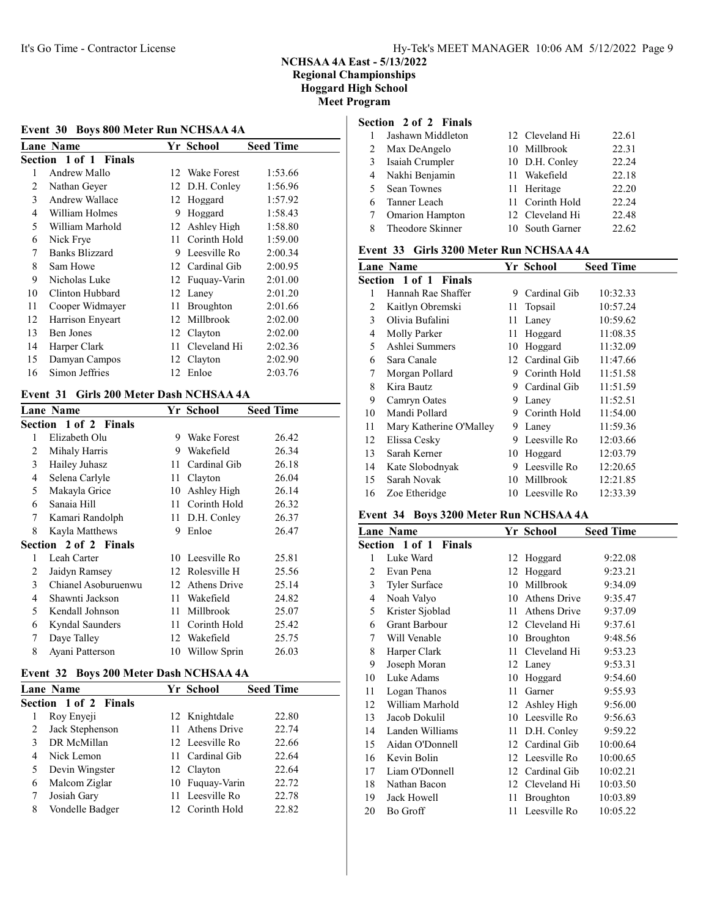# NCHSAA 4A East - 5/13/2022
## Regional Championships
## Hoggard High School
## Meet Program

### Event 30 Boys 800 Meter Run NCHSAA 4A

| Lane | Name | Yr | School | Seed Time |
|---|---|---|---|---|
| **Section 1 of 1 Finals** | | | | |
| 1 | Andrew Mallo | 12 | Wake Forest | 1:53.66 |
| 2 | Nathan Geyer | 12 | D.H. Conley | 1:56.96 |
| 3 | Andrew Wallace | 12 | Hoggard | 1:57.92 |
| 4 | William Holmes | 9 | Hoggard | 1:58.43 |
| 5 | William Marhold | 12 | Ashley High | 1:58.80 |
| 6 | Nick Frye | 11 | Corinth Hold | 1:59.00 |
| 7 | Banks Blizzard | 9 | Leesville Ro | 2:00.34 |
| 8 | Sam Howe | 12 | Cardinal Gib | 2:00.95 |
| 9 | Nicholas Luke | 12 | Fuquay-Varin | 2:01.00 |
| 10 | Clinton Hubbard | 12 | Laney | 2:01.20 |
| 11 | Cooper Widmayer | 11 | Broughton | 2:01.66 |
| 12 | Harrison Enyeart | 12 | Millbrook | 2:02.00 |
| 13 | Ben Jones | 12 | Clayton | 2:02.00 |
| 14 | Harper Clark | 11 | Cleveland Hi | 2:02.36 |
| 15 | Damyan Campos | 12 | Clayton | 2:02.90 |
| 16 | Simon Jeffries | 12 | Enloe | 2:03.76 |

### Event 31 Girls 200 Meter Dash NCHSAA 4A

| Lane | Name | Yr | School | Seed Time |
|---|---|---|---|---|
| **Section 1 of 2 Finals** | | | | |
| 1 | Elizabeth Olu | 9 | Wake Forest | 26.42 |
| 2 | Mihaly Harris | 9 | Wakefield | 26.34 |
| 3 | Hailey Juhasz | 11 | Cardinal Gib | 26.18 |
| 4 | Selena Carlyle | 11 | Clayton | 26.04 |
| 5 | Makayla Grice | 10 | Ashley High | 26.14 |
| 6 | Sanaia Hill | 11 | Corinth Hold | 26.32 |
| 7 | Kamari Randolph | 11 | D.H. Conley | 26.37 |
| 8 | Kayla Matthews | 9 | Enloe | 26.47 |
| **Section 2 of 2 Finals** | | | | |
| 1 | Leah Carter | 10 | Leesville Ro | 25.81 |
| 2 | Jaidyn Ramsey | 12 | Rolesville H | 25.56 |
| 3 | Chianel Asoburuenwu | 12 | Athens Drive | 25.14 |
| 4 | Shawnti Jackson | 11 | Wakefield | 24.82 |
| 5 | Kendall Johnson | 11 | Millbrook | 25.07 |
| 6 | Kyndal Saunders | 11 | Corinth Hold | 25.42 |
| 7 | Daye Talley | 12 | Wakefield | 25.75 |
| 8 | Ayani Patterson | 10 | Willow Sprin | 26.03 |

### Event 32 Boys 200 Meter Dash NCHSAA 4A

| Lane | Name | Yr | School | Seed Time |
|---|---|---|---|---|
| **Section 1 of 2 Finals** | | | | |
| 1 | Roy Enyeji | 12 | Knightdale | 22.80 |
| 2 | Jack Stephenson | 11 | Athens Drive | 22.74 |
| 3 | DR McMillan | 12 | Leesville Ro | 22.66 |
| 4 | Nick Lemon | 11 | Cardinal Gib | 22.64 |
| 5 | Devin Wingster | 12 | Clayton | 22.64 |
| 6 | Malcom Ziglar | 10 | Fuquay-Varin | 22.72 |
| 7 | Josiah Gary | 11 | Leesville Ro | 22.78 |
| 8 | Vondelle Badger | 12 | Corinth Hold | 22.82 |
| **Section 2 of 2 Finals** | | | | |
| 1 | Jashawn Middleton | 12 | Cleveland Hi | 22.61 |
| 2 | Max DeAngelo | 10 | Millbrook | 22.31 |
| 3 | Isaiah Crumpler | 10 | D.H. Conley | 22.24 |
| 4 | Nakhi Benjamin | 11 | Wakefield | 22.18 |
| 5 | Sean Townes | 11 | Heritage | 22.20 |
| 6 | Tanner Leach | 11 | Corinth Hold | 22.24 |
| 7 | Omarion Hampton | 12 | Cleveland Hi | 22.48 |
| 8 | Theodore Skinner | 10 | South Garner | 22.62 |

### Event 33 Girls 3200 Meter Run NCHSAA 4A

| Lane | Name | Yr | School | Seed Time |
|---|---|---|---|---|
| **Section 1 of 1 Finals** | | | | |
| 1 | Hannah Rae Shaffer | 9 | Cardinal Gib | 10:32.33 |
| 2 | Kaitlyn Obremski | 11 | Topsail | 10:57.24 |
| 3 | Olivia Bufalini | 11 | Laney | 10:59.62 |
| 4 | Molly Parker | 11 | Hoggard | 11:08.35 |
| 5 | Ashlei Summers | 10 | Hoggard | 11:32.09 |
| 6 | Sara Canale | 12 | Cardinal Gib | 11:47.66 |
| 7 | Morgan Pollard | 9 | Corinth Hold | 11:51.58 |
| 8 | Kira Bautz | 9 | Cardinal Gib | 11:51.59 |
| 9 | Camryn Oates | 9 | Laney | 11:52.51 |
| 10 | Mandi Pollard | 9 | Corinth Hold | 11:54.00 |
| 11 | Mary Katherine O'Malley | 9 | Laney | 11:59.36 |
| 12 | Elissa Cesky | 9 | Leesville Ro | 12:03.66 |
| 13 | Sarah Kerner | 10 | Hoggard | 12:03.79 |
| 14 | Kate Slobodnyak | 9 | Leesville Ro | 12:20.65 |
| 15 | Sarah Novak | 10 | Millbrook | 12:21.85 |
| 16 | Zoe Etheridge | 10 | Leesville Ro | 12:33.39 |

### Event 34 Boys 3200 Meter Run NCHSAA 4A

| Lane | Name | Yr | School | Seed Time |
|---|---|---|---|---|
| **Section 1 of 1 Finals** | | | | |
| 1 | Luke Ward | 12 | Hoggard | 9:22.08 |
| 2 | Evan Pena | 12 | Hoggard | 9:23.21 |
| 3 | Tyler Surface | 10 | Millbrook | 9:34.09 |
| 4 | Noah Valyo | 10 | Athens Drive | 9:35.47 |
| 5 | Krister Sjoblad | 11 | Athens Drive | 9:37.09 |
| 6 | Grant Barbour | 12 | Cleveland Hi | 9:37.61 |
| 7 | Will Venable | 10 | Broughton | 9:48.56 |
| 8 | Harper Clark | 11 | Cleveland Hi | 9:53.23 |
| 9 | Joseph Moran | 12 | Laney | 9:53.31 |
| 10 | Luke Adams | 10 | Hoggard | 9:54.60 |
| 11 | Logan Thanos | 11 | Garner | 9:55.93 |
| 12 | William Marhold | 12 | Ashley High | 9:56.00 |
| 13 | Jacob Dokulil | 10 | Leesville Ro | 9:56.63 |
| 14 | Landen Williams | 11 | D.H. Conley | 9:59.22 |
| 15 | Aidan O'Donnell | 12 | Cardinal Gib | 10:00.64 |
| 16 | Kevin Bolin | 12 | Leesville Ro | 10:00.65 |
| 17 | Liam O'Donnell | 12 | Cardinal Gib | 10:02.21 |
| 18 | Nathan Bacon | 12 | Cleveland Hi | 10:03.50 |
| 19 | Jack Howell | 11 | Broughton | 10:03.89 |
| 20 | Bo Groff | 11 | Leesville Ro | 10:05.22 |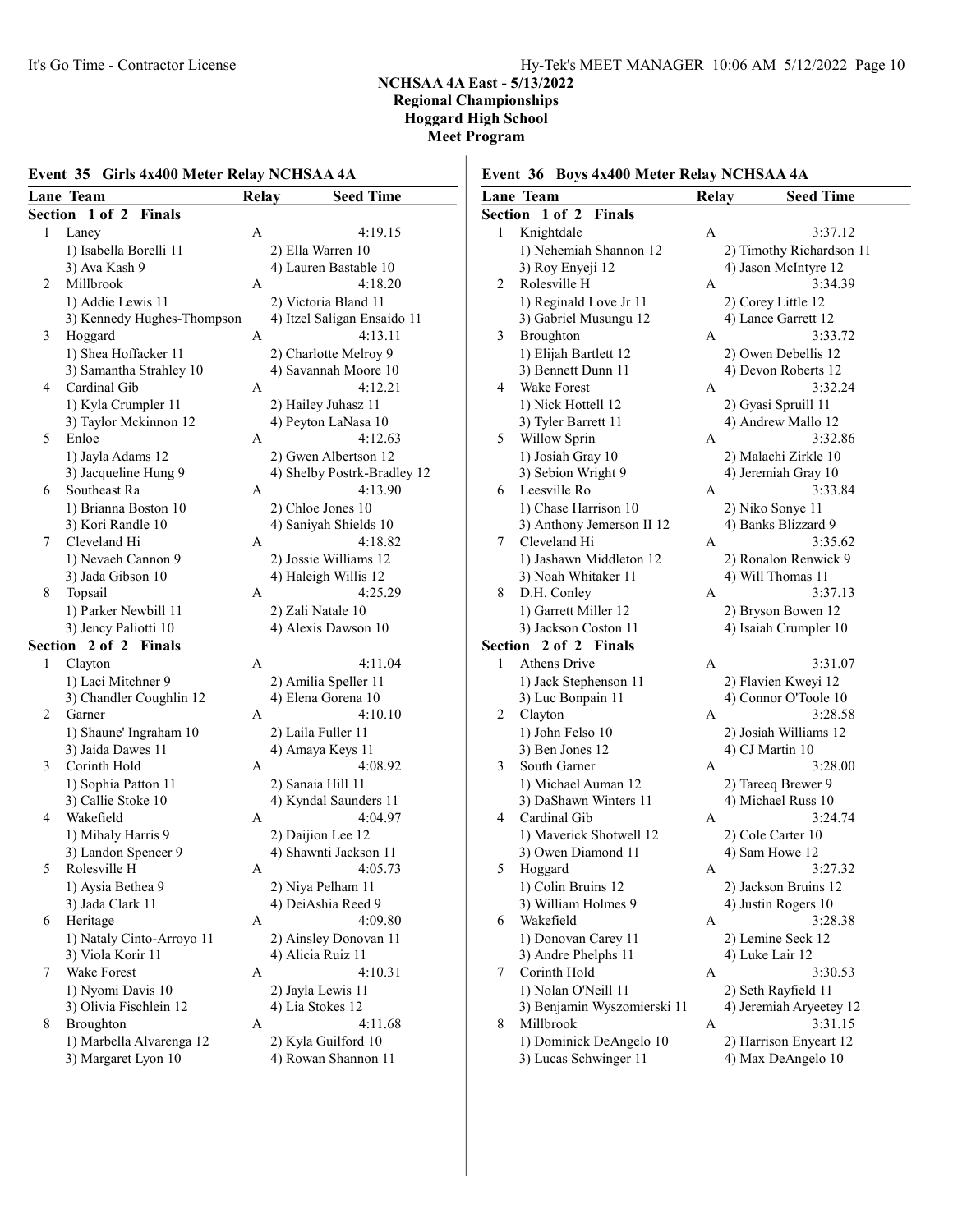# NCHSAA 4A East - 5/13/2022
## Regional Championships
## Hoggard High School
## Meet Program

### Event 35 Girls 4x400 Meter Relay NCHSAA 4A

| Lane | Team | Relay | Seed Time |
|---|---|---|---|
| **Section 1 of 2 Finals** | | | |
| 1 | Laney | A | 4:19.15 |
| | 1) Isabella Borelli 11 | 2) Ella Warren 10 | |
| | 3) Ava Kash 9 | 4) Lauren Bastable 10 | |
| 2 | Millbrook | A | 4:18.20 |
| | 1) Addie Lewis 11 | 2) Victoria Bland 11 | |
| | 3) Kennedy Hughes-Thompson | 4) Itzel Saligan Ensaido 11 | |
| 3 | Hoggard | A | 4:13.11 |
| | 1) Shea Hoffacker 11 | 2) Charlotte Melroy 9 | |
| | 3) Samantha Strahley 10 | 4) Savannah Moore 10 | |
| 4 | Cardinal Gib | A | 4:12.21 |
| | 1) Kyla Crumpler 11 | 2) Hailey Juhasz 11 | |
| | 3) Taylor Mckinnon 12 | 4) Peyton LaNasa 10 | |
| 5 | Enloe | A | 4:12.63 |
| | 1) Jayla Adams 12 | 2) Gwen Albertson 12 | |
| | 3) Jacqueline Hung 9 | 4) Shelby Postrk-Bradley 12 | |
| 6 | Southeast Ra | A | 4:13.90 |
| | 1) Brianna Boston 10 | 2) Chloe Jones 10 | |
| | 3) Kori Randle 10 | 4) Saniyah Shields 10 | |
| 7 | Cleveland Hi | A | 4:18.82 |
| | 1) Nevaeh Cannon 9 | 2) Jossie Williams 12 | |
| | 3) Jada Gibson 10 | 4) Haleigh Willis 12 | |
| 8 | Topsail | A | 4:25.29 |
| | 1) Parker Newbill 11 | 2) Zali Natale 10 | |
| | 3) Jency Paliotti 10 | 4) Alexis Dawson 10 | |
| **Section 2 of 2 Finals** | | | |
| 1 | Clayton | A | 4:11.04 |
| | 1) Laci Mitchner 9 | 2) Amilia Speller 11 | |
| | 3) Chandler Coughlin 12 | 4) Elena Gorena 10 | |
| 2 | Garner | A | 4:10.10 |
| | 1) Shaune' Ingraham 10 | 2) Laila Fuller 11 | |
| | 3) Jaida Dawes 11 | 4) Amaya Keys 11 | |
| 3 | Corinth Hold | A | 4:08.92 |
| | 1) Sophia Patton 11 | 2) Sanaia Hill 11 | |
| | 3) Callie Stoke 10 | 4) Kyndal Saunders 11 | |
| 4 | Wakefield | A | 4:04.97 |
| | 1) Mihaly Harris 9 | 2) Daijion Lee 12 | |
| | 3) Landon Spencer 9 | 4) Shawnti Jackson 11 | |
| 5 | Rolesville H | A | 4:05.73 |
| | 1) Aysia Bethea 9 | 2) Niya Pelham 11 | |
| | 3) Jada Clark 11 | 4) DeiAshia Reed 9 | |
| 6 | Heritage | A | 4:09.80 |
| | 1) Nataly Cinto-Arroyo 11 | 2) Ainsley Donovan 11 | |
| | 3) Viola Korir 11 | 4) Alicia Ruiz 11 | |
| 7 | Wake Forest | A | 4:10.31 |
| | 1) Nyomi Davis 10 | 2) Jayla Lewis 11 | |
| | 3) Olivia Fischlein 12 | 4) Lia Stokes 12 | |
| 8 | Broughton | A | 4:11.68 |
| | 1) Marbella Alvarenga 12 | 2) Kyla Guilford 10 | |
| | 3) Margaret Lyon 10 | 4) Rowan Shannon 11 | |

### Event 36 Boys 4x400 Meter Relay NCHSAA 4A

| Lane | Team | Relay | Seed Time |
|---|---|---|---|
| **Section 1 of 2 Finals** | | | |
| 1 | Knightdale | A | 3:37.12 |
| | 1) Nehemiah Shannon 12 | 2) Timothy Richardson 11 | |
| | 3) Roy Enyeji 12 | 4) Jason McIntyre 12 | |
| 2 | Rolesville H | A | 3:34.39 |
| | 1) Reginald Love Jr 11 | 2) Corey Little 12 | |
| | 3) Gabriel Musungu 12 | 4) Lance Garrett 12 | |
| 3 | Broughton | A | 3:33.72 |
| | 1) Elijah Bartlett 12 | 2) Owen Debellis 12 | |
| | 3) Bennett Dunn 11 | 4) Devon Roberts 12 | |
| 4 | Wake Forest | A | 3:32.24 |
| | 1) Nick Hottell 12 | 2) Gyasi Spruill 11 | |
| | 3) Tyler Barrett 11 | 4) Andrew Mallo 12 | |
| 5 | Willow Sprin | A | 3:32.86 |
| | 1) Josiah Gray 10 | 2) Malachi Zirkle 10 | |
| | 3) Sebion Wright 9 | 4) Jeremiah Gray 10 | |
| 6 | Leesville Ro | A | 3:33.84 |
| | 1) Chase Harrison 10 | 2) Niko Sonye 11 | |
| | 3) Anthony Jemerson II 12 | 4) Banks Blizzard 9 | |
| 7 | Cleveland Hi | A | 3:35.62 |
| | 1) Jashawn Middleton 12 | 2) Ronalon Renwick 9 | |
| | 3) Noah Whitaker 11 | 4) Will Thomas 11 | |
| 8 | D.H. Conley | A | 3:37.13 |
| | 1) Garrett Miller 12 | 2) Bryson Bowen 12 | |
| | 3) Jackson Coston 11 | 4) Isaiah Crumpler 10 | |
| **Section 2 of 2 Finals** | | | |
| 1 | Athens Drive | A | 3:31.07 |
| | 1) Jack Stephenson 11 | 2) Flavien Kweyi 12 | |
| | 3) Luc Bonpain 11 | 4) Connor O'Toole 10 | |
| 2 | Clayton | A | 3:28.58 |
| | 1) John Felso 10 | 2) Josiah Williams 12 | |
| | 3) Ben Jones 12 | 4) CJ Martin 10 | |
| 3 | South Garner | A | 3:28.00 |
| | 1) Michael Auman 12 | 2) Tareeq Brewer 9 | |
| | 3) DaShawn Winters 11 | 4) Michael Russ 10 | |
| 4 | Cardinal Gib | A | 3:24.74 |
| | 1) Maverick Shotwell 12 | 2) Cole Carter 10 | |
| | 3) Owen Diamond 11 | 4) Sam Howe 12 | |
| 5 | Hoggard | A | 3:27.32 |
| | 1) Colin Bruins 12 | 2) Jackson Bruins 12 | |
| | 3) William Holmes 9 | 4) Justin Rogers 10 | |
| 6 | Wakefield | A | 3:28.38 |
| | 1) Donovan Carey 11 | 2) Lemine Seck 12 | |
| | 3) Andre Phelphs 11 | 4) Luke Lair 12 | |
| 7 | Corinth Hold | A | 3:30.53 |
| | 1) Nolan O'Neill 11 | 2) Seth Rayfield 11 | |
| | 3) Benjamin Wyszomierski 11 | 4) Jeremiah Aryeetey 12 | |
| 8 | Millbrook | A | 3:31.15 |
| | 1) Dominick DeAngelo 10 | 2) Harrison Enyeart 12 | |
| | 3) Lucas Schwinger 11 | 4) Max DeAngelo 10 | |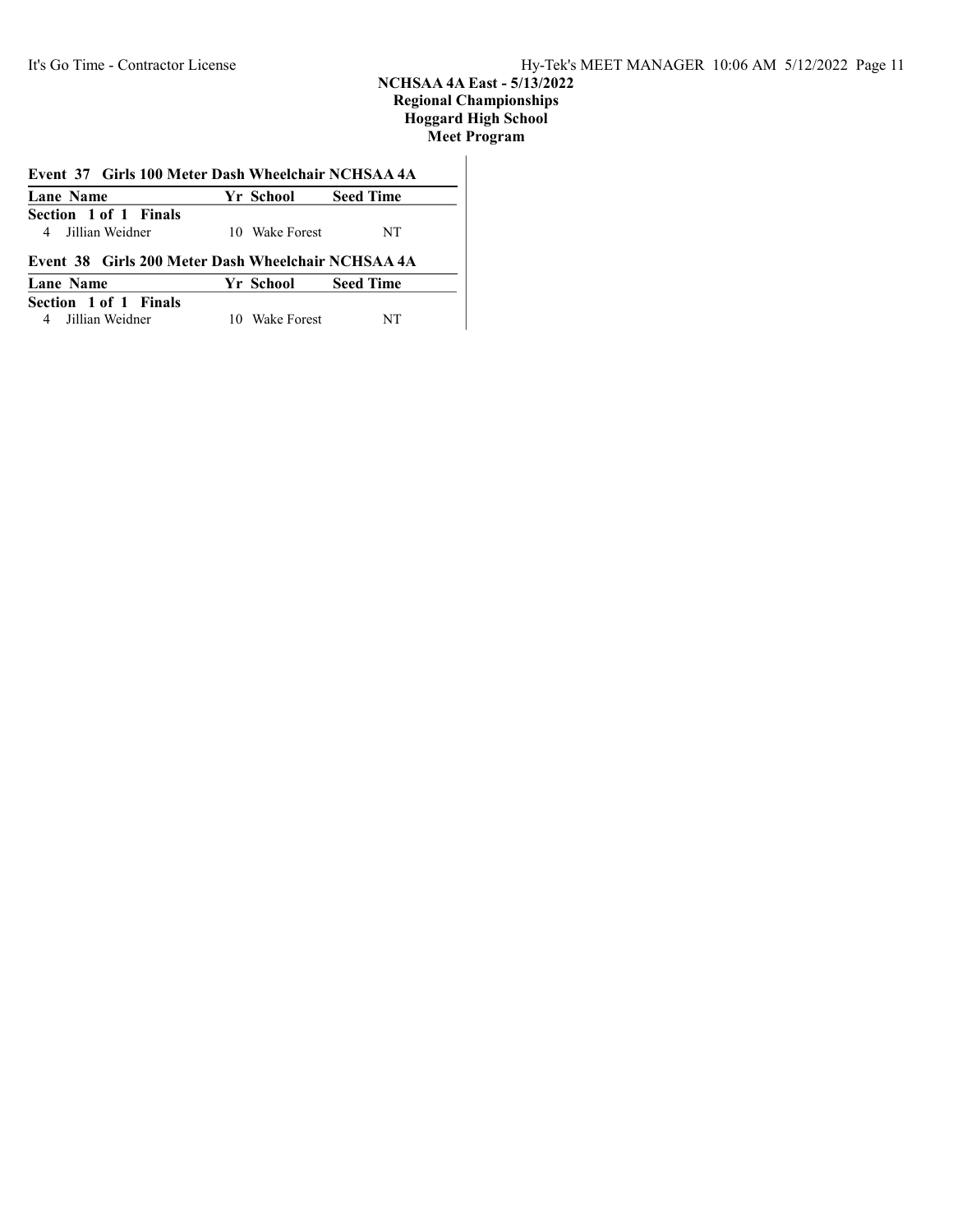# NCHSAA 4A East - 5/13/2022
## Regional Championships
## Hoggard High School
## Meet Program

### Event 37 Girls 100 Meter Dash Wheelchair NCHSAA 4A

| Lane | Name | Yr | School | Seed Time |
|---|---|---|---|---|
| **Section 1 of 1 Finals** | | | | |
| 4 | Jillian Weidner | 10 | Wake Forest | NT |

### Event 38 Girls 200 Meter Dash Wheelchair NCHSAA 4A

| Lane | Name | Yr | School | Seed Time |
|---|---|---|---|---|
| **Section 1 of 1 Finals** | | | | |
| 4 | Jillian Weidner | 10 | Wake Forest | NT |